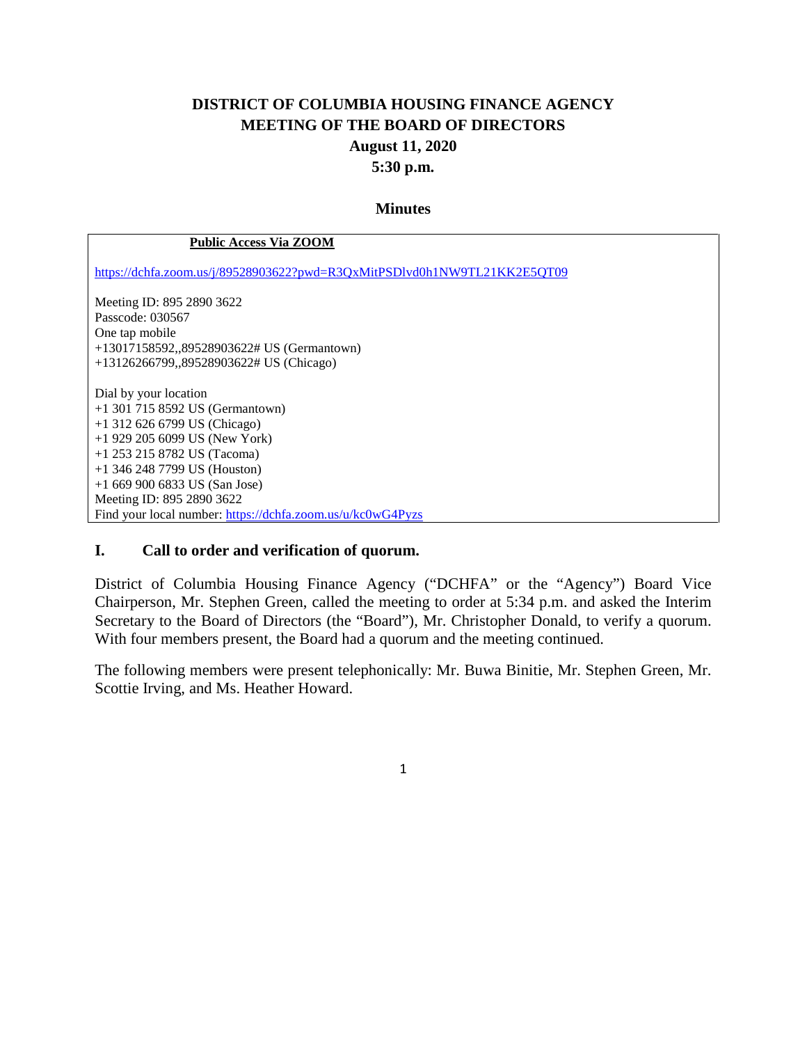# DISTRICT OF COLUMBIA HOUSING FINANCE AGENCY
# MEETING OF THE BOARD OF DIRECTORS
## August 11, 2020
## 5:30 p.m.

## Minutes

**Public Access Via ZOOM**

https://dchfa.zoom.us/j/89528903622?pwd=R3QxMitPSDlvd0h1NW9TL21KK2E5QT09

Meeting ID: 895 2890 3622
Passcode: 030567
One tap mobile
+13017158592,,89528903622# US (Germantown)
+13126266799,,89528903622# US (Chicago)

Dial by your location
+1 301 715 8592 US (Germantown)
+1 312 626 6799 US (Chicago)
+1 929 205 6099 US (New York)
+1 253 215 8782 US (Tacoma)
+1 346 248 7799 US (Houston)
+1 669 900 6833 US (San Jose)
Meeting ID: 895 2890 3622
Find your local number: https://dchfa.zoom.us/u/kc0wG4Pyzs

## I. Call to order and verification of quorum.

District of Columbia Housing Finance Agency ("DCHFA" or the "Agency") Board Vice Chairperson, Mr. Stephen Green, called the meeting to order at 5:34 p.m. and asked the Interim Secretary to the Board of Directors (the "Board"), Mr. Christopher Donald, to verify a quorum. With four members present, the Board had a quorum and the meeting continued.

The following members were present telephonically: Mr. Buwa Binitie, Mr. Stephen Green, Mr. Scottie Irving, and Ms. Heather Howard.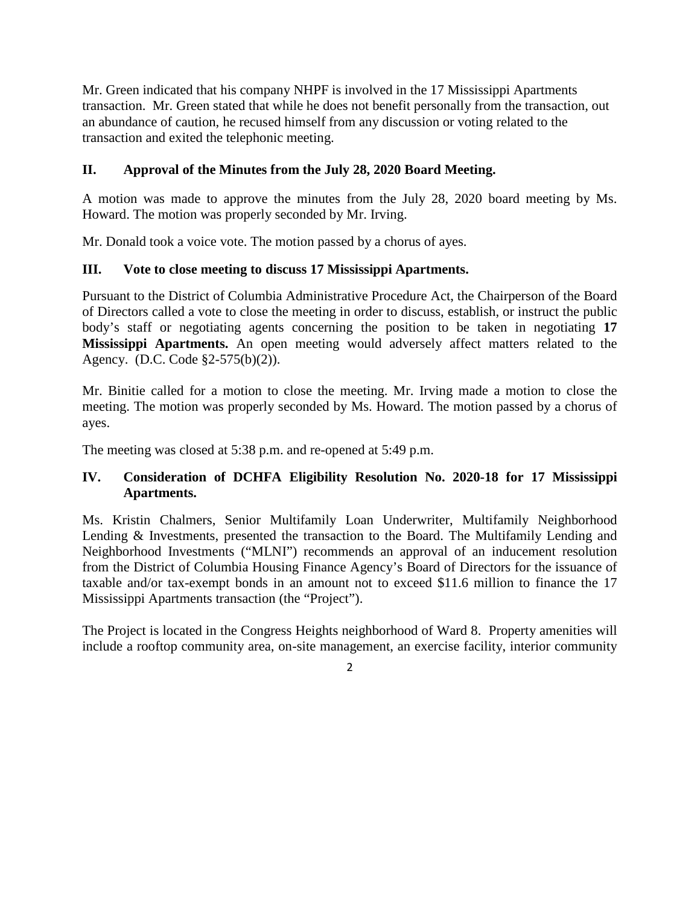Mr. Green indicated that his company NHPF is involved in the 17 Mississippi Apartments transaction. Mr. Green stated that while he does not benefit personally from the transaction, out an abundance of caution, he recused himself from any discussion or voting related to the transaction and exited the telephonic meeting.

## II. Approval of the Minutes from the July 28, 2020 Board Meeting.

A motion was made to approve the minutes from the July 28, 2020 board meeting by Ms. Howard. The motion was properly seconded by Mr. Irving.

Mr. Donald took a voice vote. The motion passed by a chorus of ayes.

## III. Vote to close meeting to discuss 17 Mississippi Apartments.

Pursuant to the District of Columbia Administrative Procedure Act, the Chairperson of the Board of Directors called a vote to close the meeting in order to discuss, establish, or instruct the public body's staff or negotiating agents concerning the position to be taken in negotiating **17 Mississippi Apartments.** An open meeting would adversely affect matters related to the Agency. (D.C. Code §2-575(b)(2)).

Mr. Binitie called for a motion to close the meeting. Mr. Irving made a motion to close the meeting. The motion was properly seconded by Ms. Howard. The motion passed by a chorus of ayes.

The meeting was closed at 5:38 p.m. and re-opened at 5:49 p.m.

## IV. Consideration of DCHFA Eligibility Resolution No. 2020-18 for 17 Mississippi Apartments.

Ms. Kristin Chalmers, Senior Multifamily Loan Underwriter, Multifamily Neighborhood Lending & Investments, presented the transaction to the Board. The Multifamily Lending and Neighborhood Investments ("MLNI") recommends an approval of an inducement resolution from the District of Columbia Housing Finance Agency's Board of Directors for the issuance of taxable and/or tax-exempt bonds in an amount not to exceed \$11.6 million to finance the 17 Mississippi Apartments transaction (the "Project").

The Project is located in the Congress Heights neighborhood of Ward 8. Property amenities will include a rooftop community area, on-site management, an exercise facility, interior community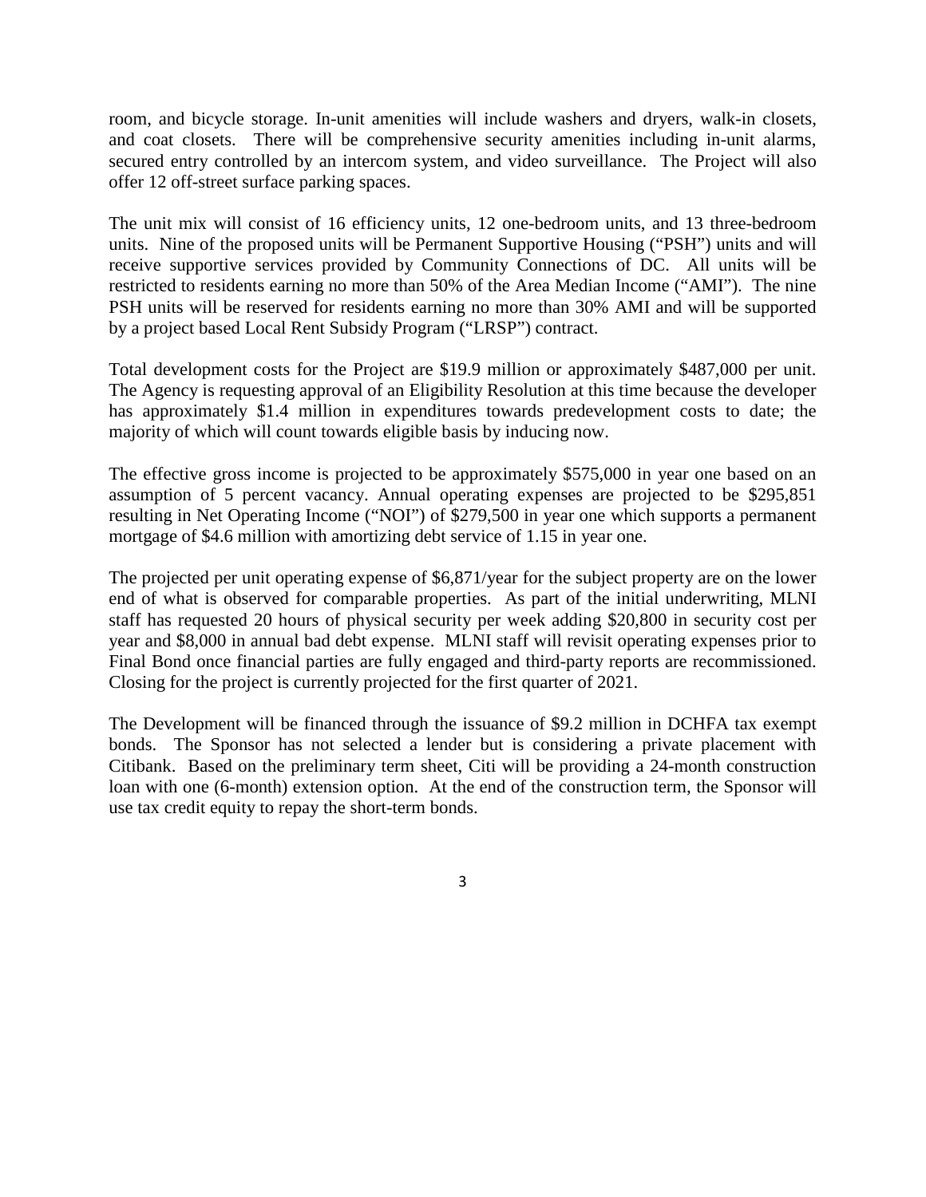room, and bicycle storage. In-unit amenities will include washers and dryers, walk-in closets, and coat closets. There will be comprehensive security amenities including in-unit alarms, secured entry controlled by an intercom system, and video surveillance. The Project will also offer 12 off-street surface parking spaces.

The unit mix will consist of 16 efficiency units, 12 one-bedroom units, and 13 three-bedroom units. Nine of the proposed units will be Permanent Supportive Housing ("PSH") units and will receive supportive services provided by Community Connections of DC. All units will be restricted to residents earning no more than 50% of the Area Median Income ("AMI"). The nine PSH units will be reserved for residents earning no more than 30% AMI and will be supported by a project based Local Rent Subsidy Program ("LRSP") contract.

Total development costs for the Project are $19.9 million or approximately $487,000 per unit. The Agency is requesting approval of an Eligibility Resolution at this time because the developer has approximately $1.4 million in expenditures towards predevelopment costs to date; the majority of which will count towards eligible basis by inducing now.

The effective gross income is projected to be approximately $575,000 in year one based on an assumption of 5 percent vacancy. Annual operating expenses are projected to be $295,851 resulting in Net Operating Income ("NOI") of $279,500 in year one which supports a permanent mortgage of $4.6 million with amortizing debt service of 1.15 in year one.

The projected per unit operating expense of $6,871/year for the subject property are on the lower end of what is observed for comparable properties. As part of the initial underwriting, MLNI staff has requested 20 hours of physical security per week adding $20,800 in security cost per year and $8,000 in annual bad debt expense. MLNI staff will revisit operating expenses prior to Final Bond once financial parties are fully engaged and third-party reports are recommissioned. Closing for the project is currently projected for the first quarter of 2021.

The Development will be financed through the issuance of $9.2 million in DCHFA tax exempt bonds. The Sponsor has not selected a lender but is considering a private placement with Citibank. Based on the preliminary term sheet, Citi will be providing a 24-month construction loan with one (6-month) extension option. At the end of the construction term, the Sponsor will use tax credit equity to repay the short-term bonds.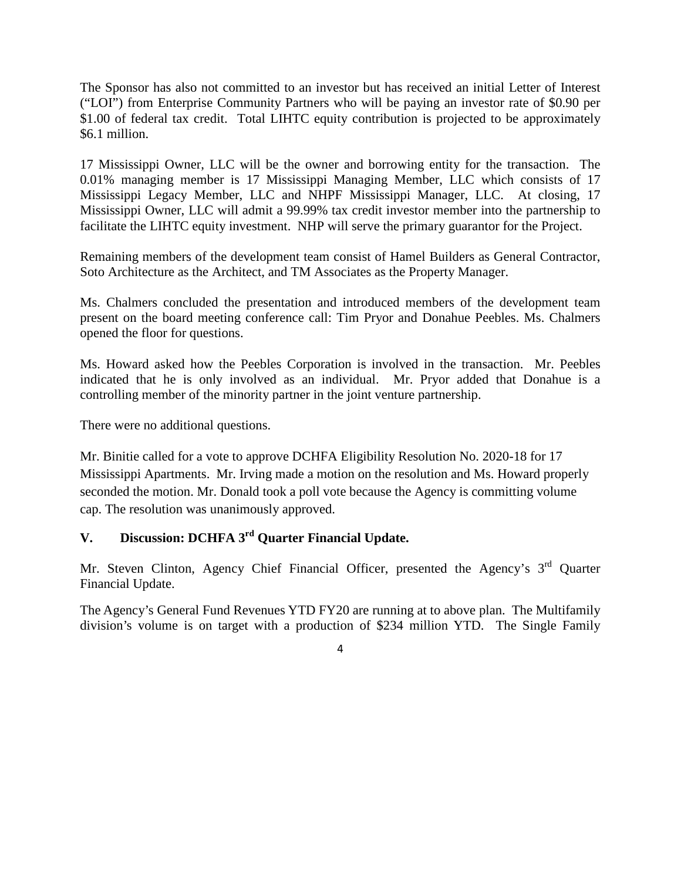The Sponsor has also not committed to an investor but has received an initial Letter of Interest ("LOI") from Enterprise Community Partners who will be paying an investor rate of $0.90 per $1.00 of federal tax credit. Total LIHTC equity contribution is projected to be approximately $6.1 million.

17 Mississippi Owner, LLC will be the owner and borrowing entity for the transaction. The 0.01% managing member is 17 Mississippi Managing Member, LLC which consists of 17 Mississippi Legacy Member, LLC and NHPF Mississippi Manager, LLC. At closing, 17 Mississippi Owner, LLC will admit a 99.99% tax credit investor member into the partnership to facilitate the LIHTC equity investment. NHP will serve the primary guarantor for the Project.

Remaining members of the development team consist of Hamel Builders as General Contractor, Soto Architecture as the Architect, and TM Associates as the Property Manager.

Ms. Chalmers concluded the presentation and introduced members of the development team present on the board meeting conference call: Tim Pryor and Donahue Peebles. Ms. Chalmers opened the floor for questions.

Ms. Howard asked how the Peebles Corporation is involved in the transaction. Mr. Peebles indicated that he is only involved as an individual. Mr. Pryor added that Donahue is a controlling member of the minority partner in the joint venture partnership.

There were no additional questions.

Mr. Binitie called for a vote to approve DCHFA Eligibility Resolution No. 2020-18 for 17 Mississippi Apartments. Mr. Irving made a motion on the resolution and Ms. Howard properly seconded the motion. Mr. Donald took a poll vote because the Agency is committing volume cap. The resolution was unanimously approved.

## V. Discussion: DCHFA 3rd Quarter Financial Update.

Mr. Steven Clinton, Agency Chief Financial Officer, presented the Agency's 3rd Quarter Financial Update.

The Agency's General Fund Revenues YTD FY20 are running at to above plan. The Multifamily division's volume is on target with a production of $234 million YTD. The Single Family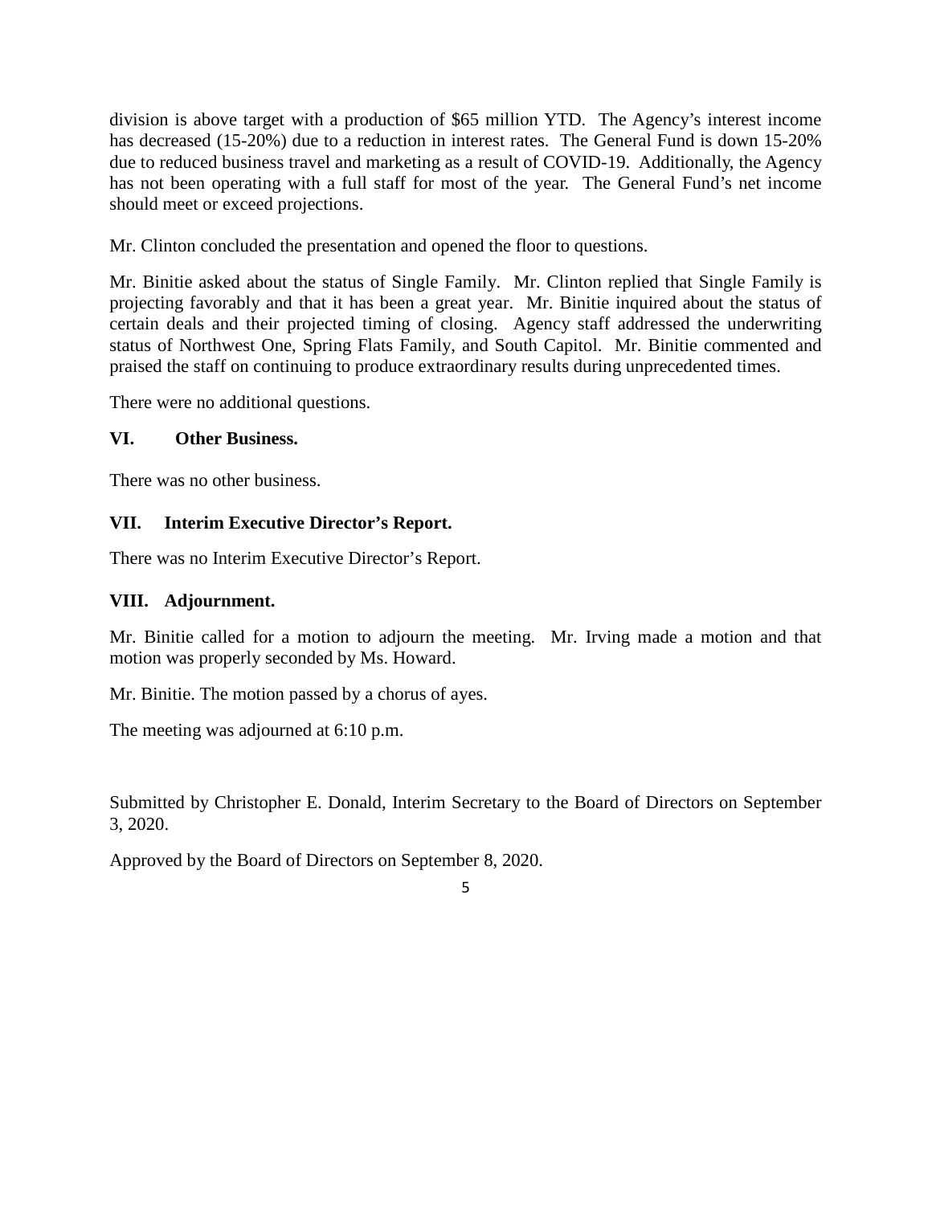division is above target with a production of $65 million YTD. The Agency's interest income has decreased (15-20%) due to a reduction in interest rates. The General Fund is down 15-20% due to reduced business travel and marketing as a result of COVID-19. Additionally, the Agency has not been operating with a full staff for most of the year. The General Fund's net income should meet or exceed projections.

Mr. Clinton concluded the presentation and opened the floor to questions.

Mr. Binitie asked about the status of Single Family. Mr. Clinton replied that Single Family is projecting favorably and that it has been a great year. Mr. Binitie inquired about the status of certain deals and their projected timing of closing. Agency staff addressed the underwriting status of Northwest One, Spring Flats Family, and South Capitol. Mr. Binitie commented and praised the staff on continuing to produce extraordinary results during unprecedented times.

There were no additional questions.

**VI. Other Business.**

There was no other business.

**VII. Interim Executive Director's Report.**

There was no Interim Executive Director's Report.

**VIII. Adjournment.**

Mr. Binitie called for a motion to adjourn the meeting. Mr. Irving made a motion and that motion was properly seconded by Ms. Howard.

Mr. Binitie. The motion passed by a chorus of ayes.

The meeting was adjourned at 6:10 p.m.

Submitted by Christopher E. Donald, Interim Secretary to the Board of Directors on September 3, 2020.

Approved by the Board of Directors on September 8, 2020.